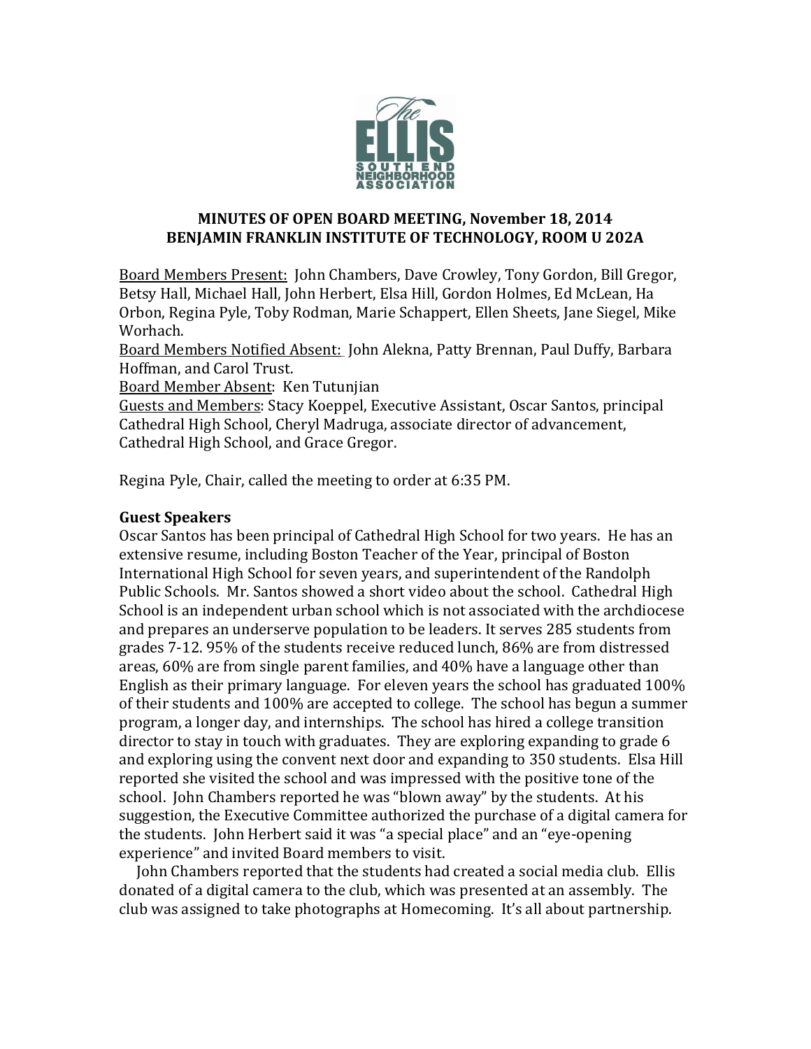**MINUTES OF OPEN BOARD MEETING, November 18, 2014**
**BENJAMIN FRANKLIN INSTITUTE OF TECHNOLOGY, ROOM U 202A**

<u>Board Members Present:</u> John Chambers, Dave Crowley, Tony Gordon, Bill Gregor, Betsy Hall, Michael Hall, John Herbert, Elsa Hill, Gordon Holmes, Ed McLean, Ha Orbon, Regina Pyle, Toby Rodman, Marie Schappert, Ellen Sheets, Jane Siegel, Mike Worhach.
<u>Board Members Notified Absent:</u> John Alekna, Patty Brennan, Paul Duffy, Barbara Hoffman, and Carol Trust.
<u>Board Member Absent</u>: Ken Tutunjian
<u>Guests and Members</u>: Stacy Koeppel, Executive Assistant, Oscar Santos, principal Cathedral High School, Cheryl Madruga, associate director of advancement, Cathedral High School, and Grace Gregor.

Regina Pyle, Chair, called the meeting to order at 6:35 PM.

## Guest Speakers

Oscar Santos has been principal of Cathedral High School for two years. He has an extensive resume, including Boston Teacher of the Year, principal of Boston International High School for seven years, and superintendent of the Randolph Public Schools. Mr. Santos showed a short video about the school. Cathedral High School is an independent urban school which is not associated with the archdiocese and prepares an underserve population to be leaders. It serves 285 students from grades 7-12. 95% of the students receive reduced lunch, 86% are from distressed areas, 60% are from single parent families, and 40% have a language other than English as their primary language. For eleven years the school has graduated 100% of their students and 100% are accepted to college. The school has begun a summer program, a longer day, and internships. The school has hired a college transition director to stay in touch with graduates. They are exploring expanding to grade 6 and exploring using the convent next door and expanding to 350 students. Elsa Hill reported she visited the school and was impressed with the positive tone of the school. John Chambers reported he was "blown away" by the students. At his suggestion, the Executive Committee authorized the purchase of a digital camera for the students. John Herbert said it was "a special place" and an "eye-opening experience" and invited Board members to visit.

John Chambers reported that the students had created a social media club. Ellis donated of a digital camera to the club, which was presented at an assembly. The club was assigned to take photographs at Homecoming. It's all about partnership.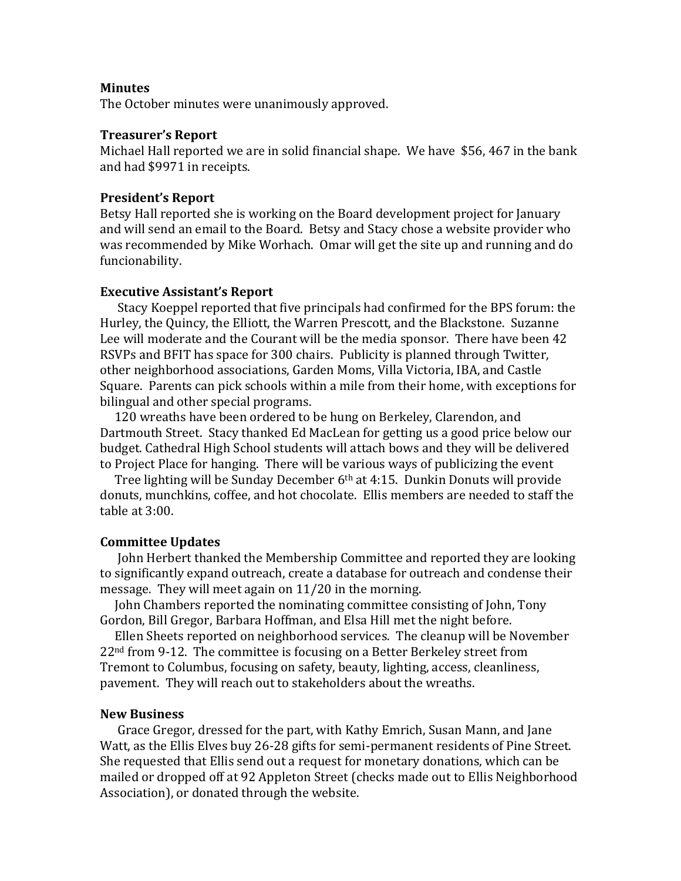**Minutes**

The October minutes were unanimously approved.

**Treasurer's Report**

Michael Hall reported we are in solid financial shape. We have $56, 467 in the bank and had $9971 in receipts.

**President's Report**

Betsy Hall reported she is working on the Board development project for January and will send an email to the Board. Betsy and Stacy chose a website provider who was recommended by Mike Worhach. Omar will get the site up and running and do funcionability.

**Executive Assistant's Report**

Stacy Koeppel reported that five principals had confirmed for the BPS forum: the Hurley, the Quincy, the Elliott, the Warren Prescott, and the Blackstone. Suzanne Lee will moderate and the Courant will be the media sponsor. There have been 42 RSVPs and BFIT has space for 300 chairs. Publicity is planned through Twitter, other neighborhood associations, Garden Moms, Villa Victoria, IBA, and Castle Square. Parents can pick schools within a mile from their home, with exceptions for bilingual and other special programs.

120 wreaths have been ordered to be hung on Berkeley, Clarendon, and Dartmouth Street. Stacy thanked Ed MacLean for getting us a good price below our budget. Cathedral High School students will attach bows and they will be delivered to Project Place for hanging. There will be various ways of publicizing the event

Tree lighting will be Sunday December 6th at 4:15. Dunkin Donuts will provide donuts, munchkins, coffee, and hot chocolate. Ellis members are needed to staff the table at 3:00.

**Committee Updates**

John Herbert thanked the Membership Committee and reported they are looking to significantly expand outreach, create a database for outreach and condense their message. They will meet again on 11/20 in the morning.

John Chambers reported the nominating committee consisting of John, Tony Gordon, Bill Gregor, Barbara Hoffman, and Elsa Hill met the night before.

Ellen Sheets reported on neighborhood services. The cleanup will be November 22nd from 9-12. The committee is focusing on a Better Berkeley street from Tremont to Columbus, focusing on safety, beauty, lighting, access, cleanliness, pavement. They will reach out to stakeholders about the wreaths.

**New Business**

Grace Gregor, dressed for the part, with Kathy Emrich, Susan Mann, and Jane Watt, as the Ellis Elves buy 26-28 gifts for semi-permanent residents of Pine Street. She requested that Ellis send out a request for monetary donations, which can be mailed or dropped off at 92 Appleton Street (checks made out to Ellis Neighborhood Association), or donated through the website.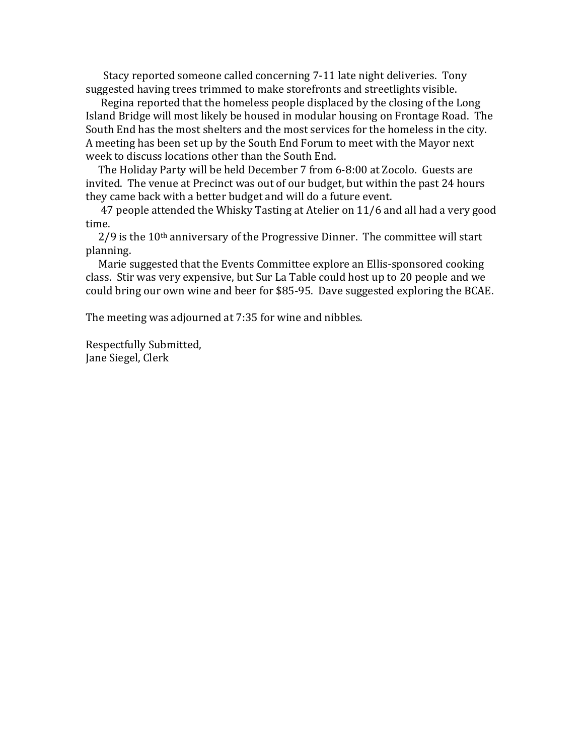Stacy reported someone called concerning 7-11 late night deliveries. Tony suggested having trees trimmed to make storefronts and streetlights visible.

Regina reported that the homeless people displaced by the closing of the Long Island Bridge will most likely be housed in modular housing on Frontage Road. The South End has the most shelters and the most services for the homeless in the city. A meeting has been set up by the South End Forum to meet with the Mayor next week to discuss locations other than the South End.

The Holiday Party will be held December 7 from 6-8:00 at Zocolo. Guests are invited. The venue at Precinct was out of our budget, but within the past 24 hours they came back with a better budget and will do a future event.

47 people attended the Whisky Tasting at Atelier on 11/6 and all had a very good time.

2/9 is the 10th anniversary of the Progressive Dinner. The committee will start planning.

Marie suggested that the Events Committee explore an Ellis-sponsored cooking class. Stir was very expensive, but Sur La Table could host up to 20 people and we could bring our own wine and beer for $85-95. Dave suggested exploring the BCAE.

The meeting was adjourned at 7:35 for wine and nibbles.

Respectfully Submitted,
Jane Siegel, Clerk